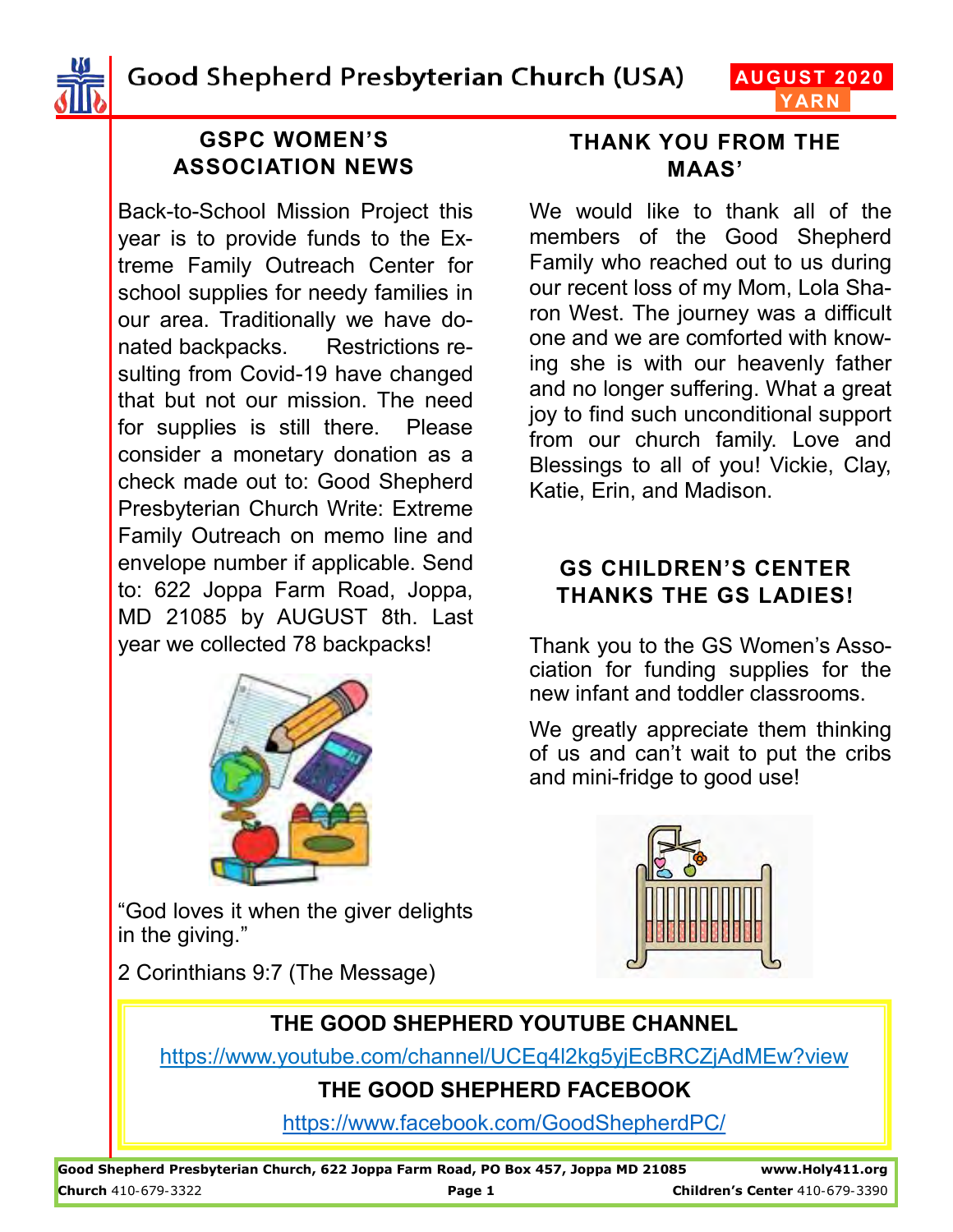# Good Shepherd Presbyterian Church (USA)

**AUGUST 2020 YARN**

## GSPC WOMEN'S ASSOCIATION NEWS

Back-to-School Mission Project this year is to provide funds to the Extreme Family Outreach Center for school supplies for needy families in our area. Traditionally we have donated backpacks. Restrictions resulting from Covid-19 have changed that but not our mission. The need for supplies is still there. Please consider a monetary donation as a check made out to: Good Shepherd Presbyterian Church Write: Extreme Family Outreach on memo line and envelope number if applicable. Send to: 622 Joppa Farm Road, Joppa, MD 21085 by AUGUST 8th. Last year we collected 78 backpacks!

"God loves it when the giver delights in the giving."

2 Corinthians 9:7 (The Message)

## THANK YOU FROM THE MAAS'

We would like to thank all of the members of the Good Shepherd Family who reached out to us during our recent loss of my Mom, Lola Sharon West. The journey was a difficult one and we are comforted with knowing she is with our heavenly father and no longer suffering. What a great joy to find such unconditional support from our church family. Love and Blessings to all of you! Vickie, Clay, Katie, Erin, and Madison.

## GS CHILDREN'S CENTER THANKS THE GS LADIES!

Thank you to the GS Women's Association for funding supplies for the new infant and toddler classrooms.

We greatly appreciate them thinking of us and can't wait to put the cribs and mini-fridge to good use!

**THE GOOD SHEPHERD YOUTUBE CHANNEL**

https://www.youtube.com/channel/UCEq4l2kg5yjEcBRCZjAdMEw?view

**THE GOOD SHEPHERD FACEBOOK**

https://www.facebook.com/GoodShepherdPC/

**Good Shepherd Presbyterian Church, 622 Joppa Farm Road, PO Box 457, Joppa MD 21085** **www.Holy411.org**

**Church** 410-679-3322 **Children's Center** 410-679-3390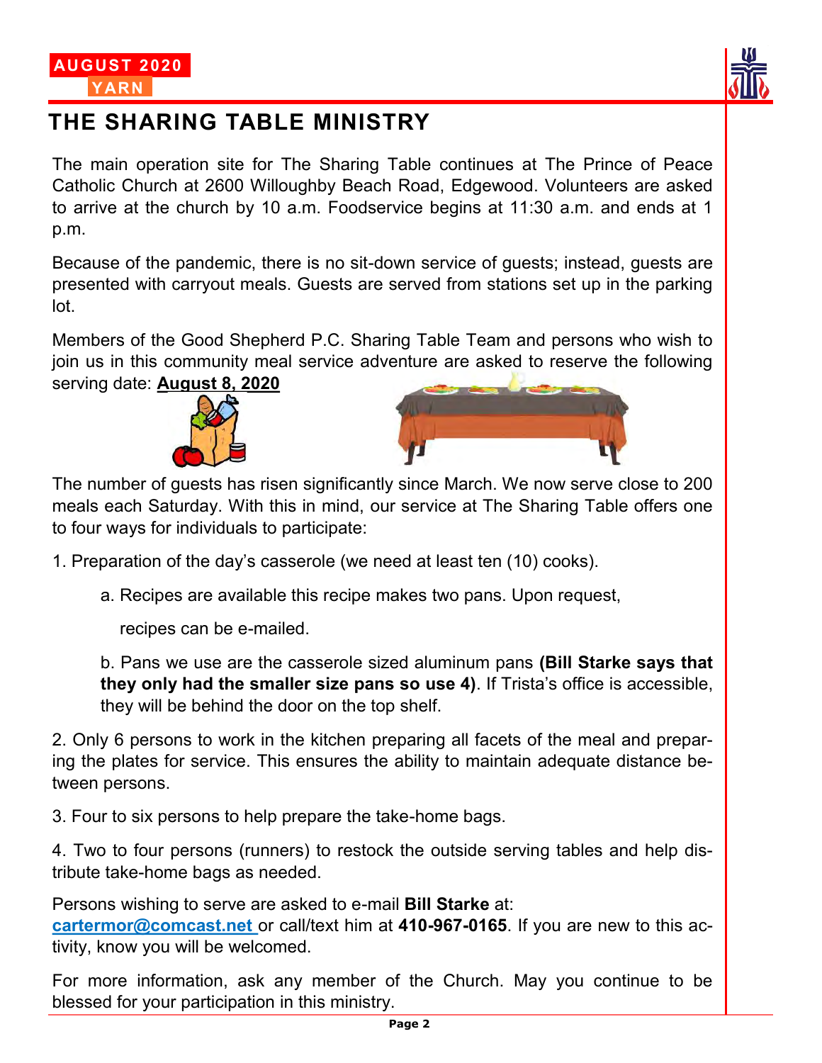AUGUST 2020

YARN

# THE SHARING TABLE MINISTRY

The main operation site for The Sharing Table continues at The Prince of Peace Catholic Church at 2600 Willoughby Beach Road, Edgewood. Volunteers are asked to arrive at the church by 10 a.m. Foodservice begins at 11:30 a.m. and ends at 1 p.m.

Because of the pandemic, there is no sit-down service of guests; instead, guests are presented with carryout meals. Guests are served from stations set up in the parking lot.

Members of the Good Shepherd P.C. Sharing Table Team and persons who wish to join us in this community meal service adventure are asked to reserve the following serving date: **August 8, 2020**

The number of guests has risen significantly since March. We now serve close to 200 meals each Saturday. With this in mind, our service at The Sharing Table offers one to four ways for individuals to participate:

1. Preparation of the day's casserole (we need at least ten (10) cooks).

   a. Recipes are available this recipe makes two pans. Upon request, recipes can be e-mailed.

   b. Pans we use are the casserole sized aluminum pans **(Bill Starke says that they only had the smaller size pans so use 4)**. If Trista's office is accessible, they will be behind the door on the top shelf.

2. Only 6 persons to work in the kitchen preparing all facets of the meal and preparing the plates for service. This ensures the ability to maintain adequate distance between persons.

3. Four to six persons to help prepare the take-home bags.

4. Two to four persons (runners) to restock the outside serving tables and help distribute take-home bags as needed.

Persons wishing to serve are asked to e-mail **Bill Starke** at: cartermor@comcast.net or call/text him at **410-967-0165**. If you are new to this activity, know you will be welcomed.

For more information, ask any member of the Church. May you continue to be blessed for your participation in this ministry.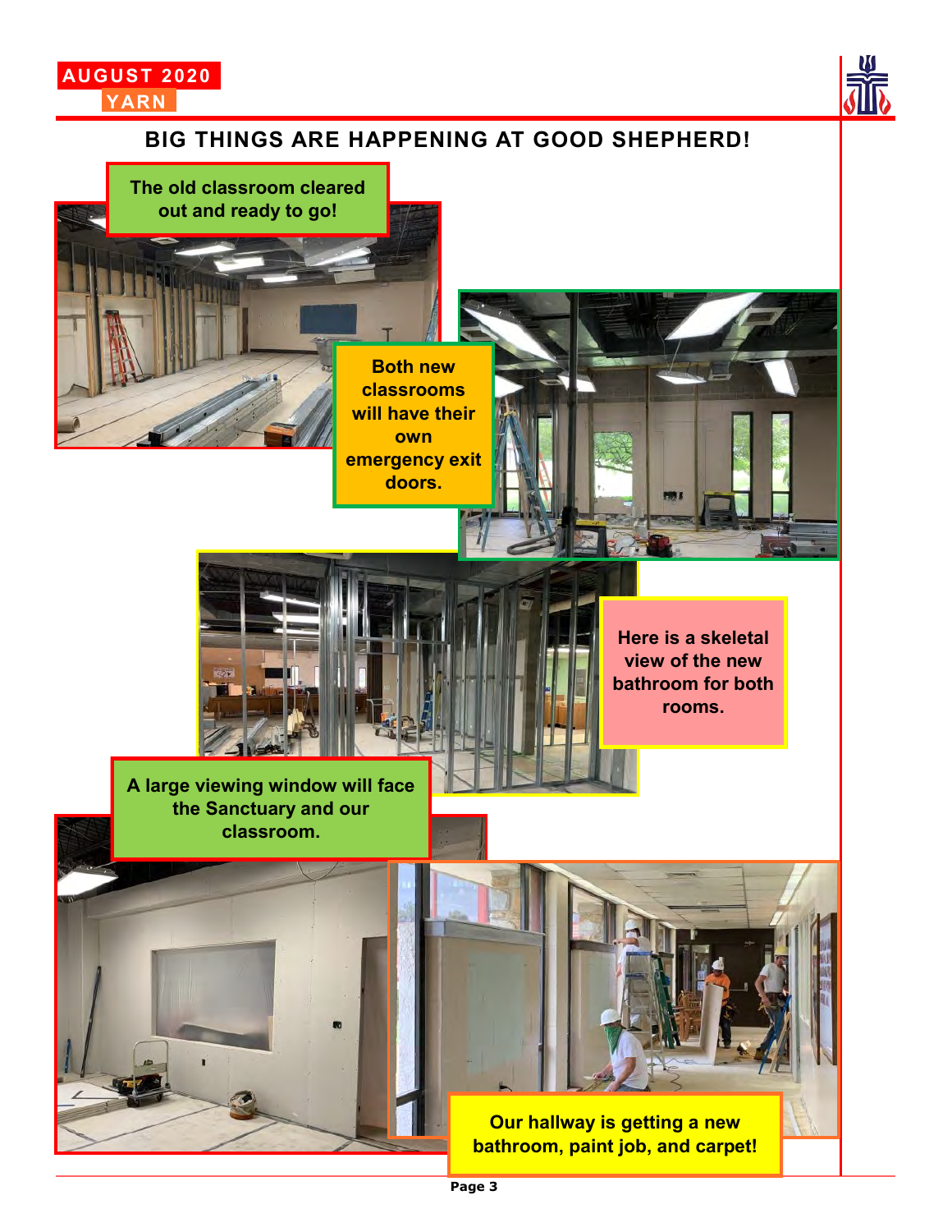## BIG THINGS ARE HAPPENING AT GOOD SHEPHERD!

**The old classroom cleared out and ready to go!**

**Both new classrooms will have their own emergency exit doors.**

**Here is a skeletal view of the new bathroom for both rooms.**

**A large viewing window will face the Sanctuary and our classroom.**

**Our hallway is getting a new bathroom, paint job, and carpet!**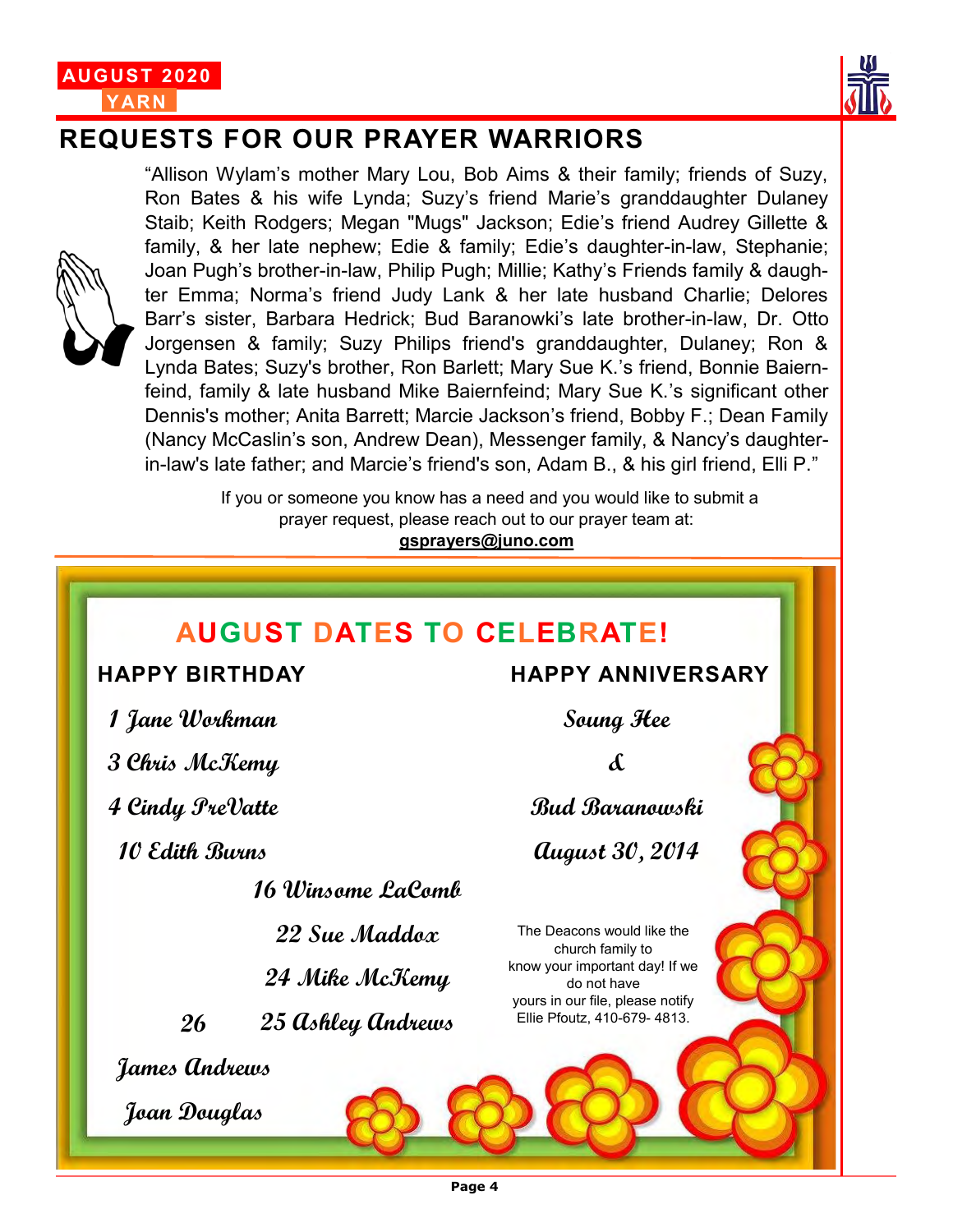## REQUESTS FOR OUR PRAYER WARRIORS

"Allison Wylam's mother Mary Lou, Bob Aims & their family; friends of Suzy, Ron Bates & his wife Lynda; Suzy's friend Marie's granddaughter Dulaney Staib; Keith Rodgers; Megan "Mugs" Jackson; Edie's friend Audrey Gillette & family, & her late nephew; Edie & family; Edie's daughter-in-law, Stephanie; Joan Pugh's brother-in-law, Philip Pugh; Millie; Kathy's Friends family & daughter Emma; Norma's friend Judy Lank & her late husband Charlie; Delores Barr's sister, Barbara Hedrick; Bud Baranowki's late brother-in-law, Dr. Otto Jorgensen & family; Suzy Philips friend's granddaughter, Dulaney; Ron & Lynda Bates; Suzy's brother, Ron Barlett; Mary Sue K.'s friend, Bonnie Baiernfeind, family & late husband Mike Baiernfeind; Mary Sue K.'s significant other Dennis's mother; Anita Barrett; Marcie Jackson's friend, Bobby F.; Dean Family (Nancy McCaslin's son, Andrew Dean), Messenger family, & Nancy's daughter-in-law's late father; and Marcie's friend's son, Adam B., & his girl friend, Elli P."

If you or someone you know has a need and you would like to submit a prayer request, please reach out to our prayer team at: **gsprayers@juno.com**

## AUGUST DATES TO CELEBRATE!

### HAPPY BIRTHDAY

1 Jane Workman

3 Chris McKemy

4 Cindy PreVatte

10 Edith Burns

16 Winsome LaComb

22 Sue Maddox

24 Mike McKemy

25 Ashley Andrews

26 James Andrews

Joan Douglas

### HAPPY ANNIVERSARY

Soung Hee & Bud Baranowski

August 30, 2014

The Deacons would like the church family to know your important day! If we do not have yours in our file, please notify Ellie Pfoutz, 410-679- 4813.